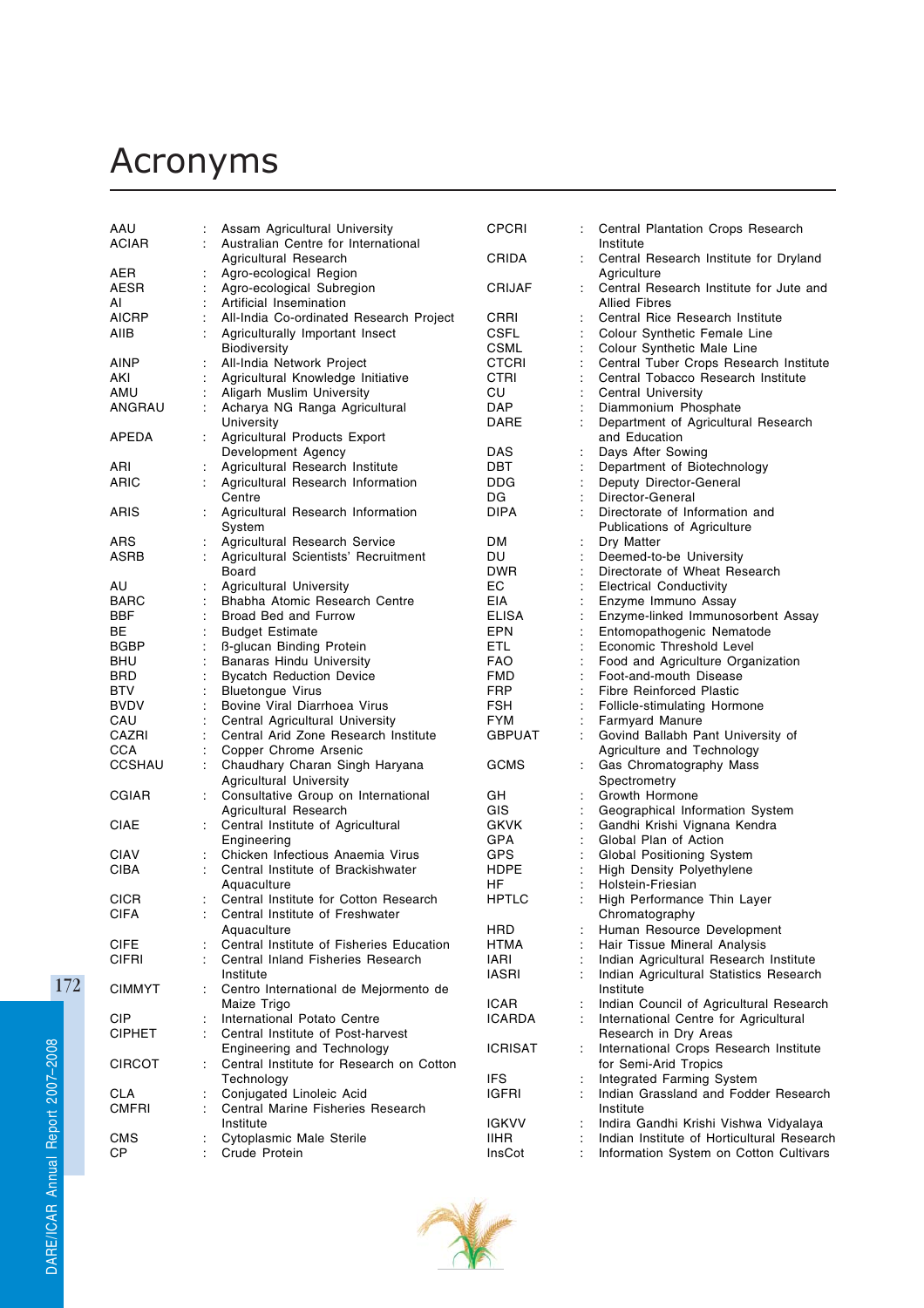# Acronyms

| | | |
|---|---|---|
| AAU | : | Assam Agricultural University |
| ACIAR | : | Australian Centre for International Agricultural Research |
| AER | : | Agro-ecological Region |
| AESR | : | Agro-ecological Subregion |
| AI | : | Artificial Insemination |
| AICRP | : | All-India Co-ordinated Research Project |
| AIIB | : | Agriculturally Important Insect Biodiversity |
| AINP | : | All-India Network Project |
| AKI | : | Agricultural Knowledge Initiative |
| AMU | : | Aligarh Muslim University |
| ANGRAU | : | Acharya NG Ranga Agricultural University |
| APEDA | : | Agricultural Products Export Development Agency |
| ARI | : | Agricultural Research Institute |
| ARIC | : | Agricultural Research Information Centre |
| ARIS | : | Agricultural Research Information System |
| ARS | : | Agricultural Research Service |
| ASRB | : | Agricultural Scientists' Recruitment Board |
| AU | : | Agricultural University |
| BARC | : | Bhabha Atomic Research Centre |
| BBF | : | Broad Bed and Furrow |
| BE | : | Budget Estimate |
| BGBP | : | ß-glucan Binding Protein |
| BHU | : | Banaras Hindu University |
| BRD | : | Bycatch Reduction Device |
| BTV | : | Bluetongue Virus |
| BVDV | : | Bovine Viral Diarrhoea Virus |
| CAU | : | Central Agricultural University |
| CAZRI | : | Central Arid Zone Research Institute |
| CCA | : | Copper Chrome Arsenic |
| CCSHAU | : | Chaudhary Charan Singh Haryana Agricultural University |
| CGIAR | : | Consultative Group on International Agricultural Research |
| CIAE | : | Central Institute of Agricultural Engineering |
| CIAV | : | Chicken Infectious Anaemia Virus |
| CIBA | : | Central Institute of Brackishwater Aquaculture |
| CICR | : | Central Institute for Cotton Research |
| CIFA | : | Central Institute of Freshwater Aquaculture |
| CIFE | : | Central Institute of Fisheries Education |
| CIFRI | : | Central Inland Fisheries Research Institute |
| CIMMYT | : | Centro International de Mejormento de Maize Trigo |
| CIP | : | International Potato Centre |
| CIPHET | : | Central Institute of Post-harvest Engineering and Technology |
| CIRCOT | : | Central Institute for Research on Cotton Technology |
| CLA | : | Conjugated Linoleic Acid |
| CMFRI | : | Central Marine Fisheries Research Institute |
| CMS | : | Cytoplasmic Male Sterile |
| CP | : | Crude Protein |
| CPCRI | : | Central Plantation Crops Research Institute |
| CRIDA | : | Central Research Institute for Dryland Agriculture |
| CRIJAF | : | Central Research Institute for Jute and Allied Fibres |
| CRRI | : | Central Rice Research Institute |
| CSFL | : | Colour Synthetic Female Line |
| CSML | : | Colour Synthetic Male Line |
| CTCRI | : | Central Tuber Crops Research Institute |
| CTRI | : | Central Tobacco Research Institute |
| CU | : | Central University |
| DAP | : | Diammonium Phosphate |
| DARE | : | Department of Agricultural Research and Education |
| DAS | : | Days After Sowing |
| DBT | : | Department of Biotechnology |
| DDG | : | Deputy Director-General |
| DG | : | Director-General |
| DIPA | : | Directorate of Information and Publications of Agriculture |
| DM | : | Dry Matter |
| DU | : | Deemed-to-be University |
| DWR | : | Directorate of Wheat Research |
| EC | : | Electrical Conductivity |
| EIA | : | Enzyme Immuno Assay |
| ELISA | : | Enzyme-linked Immunosorbent Assay |
| EPN | : | Entomopathogenic Nematode |
| ETL | : | Economic Threshold Level |
| FAO | : | Food and Agriculture Organization |
| FMD | : | Foot-and-mouth Disease |
| FRP | : | Fibre Reinforced Plastic |
| FSH | : | Follicle-stimulating Hormone |
| FYM | : | Farmyard Manure |
| GBPUAT | : | Govind Ballabh Pant University of Agriculture and Technology |
| GCMS | : | Gas Chromatography Mass Spectrometry |
| GH | : | Growth Hormone |
| GIS | : | Geographical Information System |
| GKVK | : | Gandhi Krishi Vignana Kendra |
| GPA | : | Global Plan of Action |
| GPS | : | Global Positioning System |
| HDPE | : | High Density Polyethylene |
| HF | : | Holstein-Friesian |
| HPTLC | : | High Performance Thin Layer Chromatography |
| HRD | : | Human Resource Development |
| HTMA | : | Hair Tissue Mineral Analysis |
| IARI | : | Indian Agricultural Research Institute |
| IASRI | : | Indian Agricultural Statistics Research Institute |
| ICAR | : | Indian Council of Agricultural Research |
| ICARDA | : | International Centre for Agricultural Research in Dry Areas |
| ICRISAT | : | International Crops Research Institute for Semi-Arid Tropics |
| IFS | : | Integrated Farming System |
| IGFRI | : | Indian Grassland and Fodder Research Institute |
| IGKVV | : | Indira Gandhi Krishi Vishwa Vidyalaya |
| IIHR | : | Indian Institute of Horticultural Research |
| InsCot | : | Information System on Cotton Cultivars |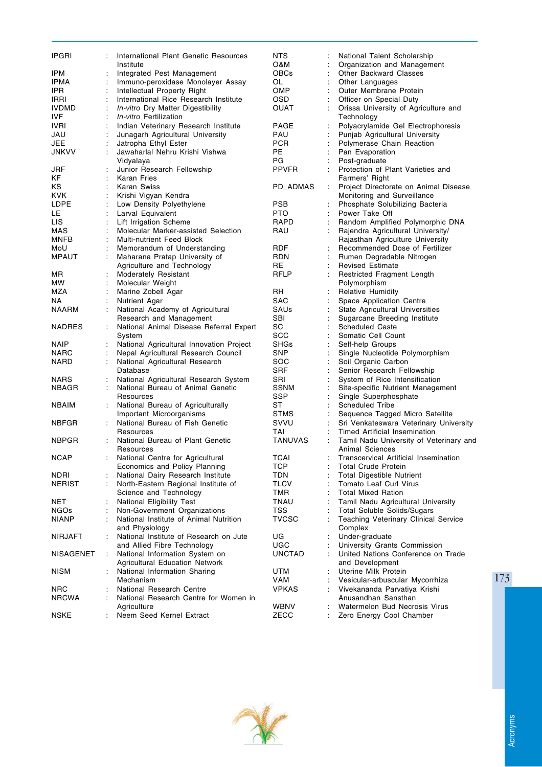| | | |
|---|---|---|
| IPGRI | : | International Plant Genetic Resources Institute |
| IPM | : | Integrated Pest Management |
| IPMA | : | Immuno-peroxidase Monolayer Assay |
| IPR | : | Intellectual Property Right |
| IRRI | : | International Rice Research Institute |
| IVDMD | : | *In-vitro* Dry Matter Digestibility |
| IVF | : | *In-vitro* Fertilization |
| IVRI | : | Indian Veterinary Research Institute |
| JAU | : | Junagarh Agricultural University |
| JEE | : | Jatropha Ethyl Ester |
| JNKVV | : | Jawaharlal Nehru Krishi Vishwa Vidyalaya |
| JRF | : | Junior Research Fellowship |
| KF | : | Karan Fries |
| KS | : | Karan Swiss |
| KVK | : | Krishi Vigyan Kendra |
| LDPE | : | Low Density Polyethylene |
| LE | : | Larval Equivalent |
| LIS | : | Lift Irrigation Scheme |
| MAS | : | Molecular Marker-assisted Selection |
| MNFB | : | Multi-nutrient Feed Block |
| MoU | : | Memorandum of Understanding |
| MPAUT | : | Maharana Pratap University of Agriculture and Technology |
| MR | : | Moderately Resistant |
| MW | : | Molecular Weight |
| MZA | : | Marine Zobell Agar |
| NA | : | Nutrient Agar |
| NAARM | : | National Academy of Agricultural Research and Management |
| NADRES | : | National Animal Disease Referral Expert System |
| NAIP | : | National Agricultural Innovation Project |
| NARC | : | Nepal Agricultural Research Council |
| NARD | : | National Agricultural Research Database |
| NARS | : | National Agricultural Research System |
| NBAGR | : | National Bureau of Animal Genetic Resources |
| NBAIM | : | National Bureau of Agriculturally Important Microorganisms |
| NBFGR | : | National Bureau of Fish Genetic Resources |
| NBPGR | : | National Bureau of Plant Genetic Resources |
| NCAP | : | National Centre for Agricultural Economics and Policy Planning |
| NDRI | : | National Dairy Research Institute |
| NERIST | : | North-Eastern Regional Institute of Science and Technology |
| NET | : | National Eligibility Test |
| NGOs | : | Non-Government Organizations |
| NIANP | : | National Institute of Animal Nutrition and Physiology |
| NIRJAFT | : | National Institute of Research on Jute and Allied Fibre Technology |
| NISAGENET | : | National Information System on Agricultural Education Network |
| NISM | : | National Information Sharing Mechanism |
| NRC | : | National Research Centre |
| NRCWA | : | National Research Centre for Women in Agriculture |
| NSKE | : | Neem Seed Kernel Extract |
| NTS | : | National Talent Scholarship |
| O&M | : | Organization and Management |
| OBCs | : | Other Backward Classes |
| OL | : | Other Languages |
| OMP | : | Outer Membrane Protein |
| OSD | : | Officer on Special Duty |
| OUAT | : | Orissa University of Agriculture and Technology |
| PAGE | : | Polyacrylamide Gel Electrophoresis |
| PAU | : | Punjab Agricultural University |
| PCR | : | Polymerase Chain Reaction |
| PE | : | Pan Evaporation |
| PG | : | Post-graduate |
| PPVFR | : | Protection of Plant Varieties and Farmers' Right |
| PD_ADMAS | : | Project Directorate on Animal Disease Monitoring and Surveillance |
| PSB | : | Phosphate Solubilizing Bacteria |
| PTO | : | Power Take Off |
| RAPD | : | Random Amplified Polymorphic DNA |
| RAU | : | Rajendra Agricultural University/ Rajasthan Agriculture University |
| RDF | : | Recommended Dose of Fertilizer |
| RDN | : | Rumen Degradable Nitrogen |
| RE | : | Revised Estimate |
| RFLP | : | Restricted Fragment Length Polymorphism |
| RH | : | Relative Humidity |
| SAC | : | Space Application Centre |
| SAUs | : | State Agricultural Universities |
| SBI | : | Sugarcane Breeding Institute |
| SC | : | Scheduled Caste |
| SCC | : | Somatic Cell Count |
| SHGs | : | Self-help Groups |
| SNP | : | Single Nucleotide Polymorphism |
| SOC | : | Soil Organic Carbon |
| SRF | : | Senior Research Fellowship |
| SRI | : | System of Rice Intensification |
| SSNM | : | Site-specific Nutrient Management |
| SSP | : | Single Superphosphate |
| ST | : | Scheduled Tribe |
| STMS | : | Sequence Tagged Micro Satellite |
| SVVU | : | Sri Venkateswara Veterinary University |
| TAI | : | Timed Artificial Insemination |
| TANUVAS | : | Tamil Nadu University of Veterinary and Animal Sciences |
| TCAI | : | Transcervical Artificial Insemination |
| TCP | : | Total Crude Protein |
| TDN | : | Total Digestible Nutrient |
| TLCV | : | Tomato Leaf Curl Virus |
| TMR | : | Total Mixed Ration |
| TNAU | : | Tamil Nadu Agricultural University |
| TSS | : | Total Soluble Solids/Sugars |
| TVCSC | : | Teaching Veterinary Clinical Service Complex |
| UG | : | Under-graduate |
| UGC | : | University Grants Commission |
| UNCTAD | : | United Nations Conference on Trade and Development |
| UTM | : | Uterine Milk Protein |
| VAM | : | Vesicular-arbuscular Mycorrhiza |
| VPKAS | : | Vivekananda Parvatiya Krishi Anusandhan Sansthan |
| WBNV | : | Watermelon Bud Necrosis Virus |
| ZECC | : | Zero Energy Cool Chamber |